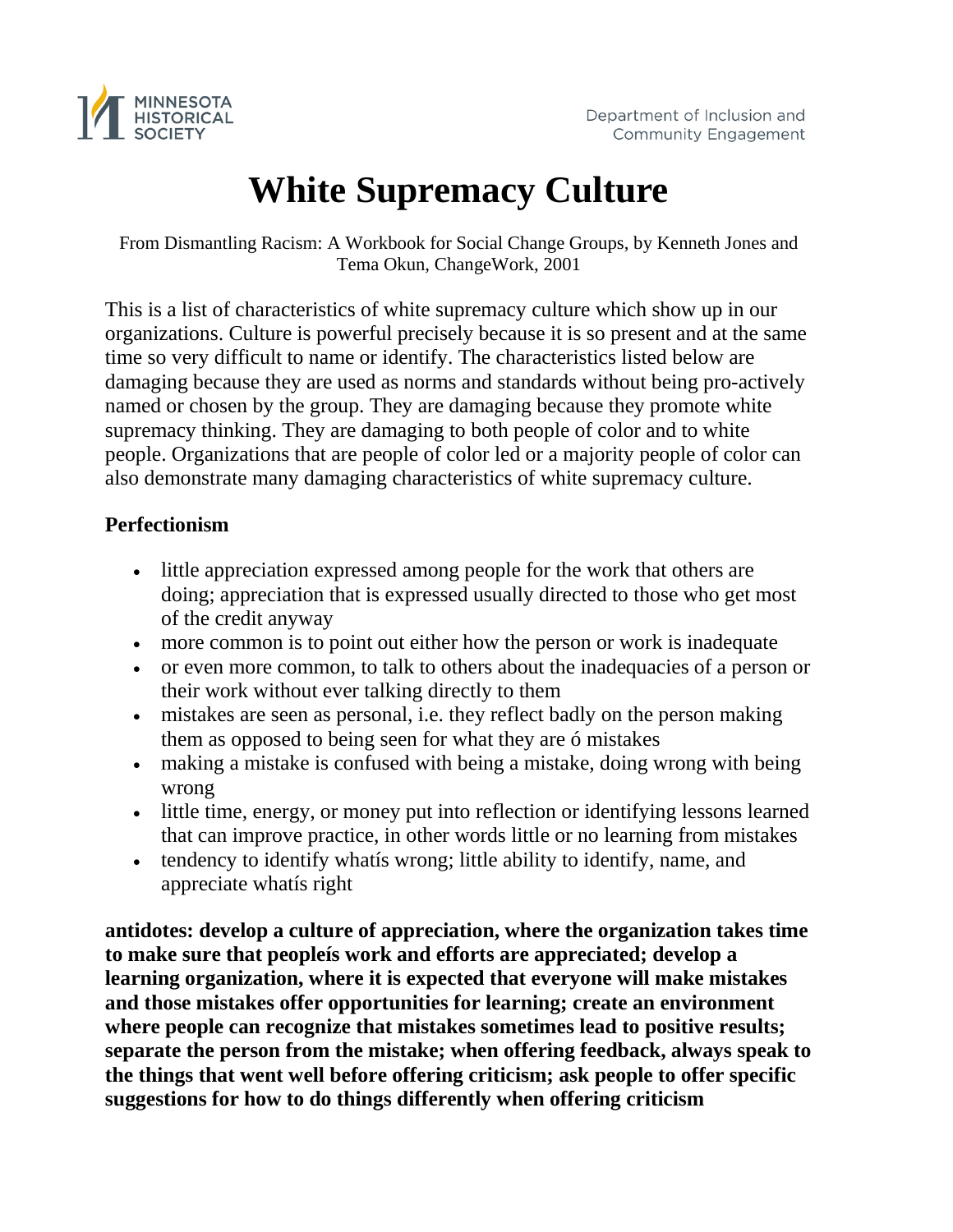Minnesota Historical Society

Department of Inclusion and Community Engagement

# White Supremacy Culture

From Dismantling Racism: A Workbook for Social Change Groups, by Kenneth Jones and Tema Okun, ChangeWork, 2001

This is a list of characteristics of white supremacy culture which show up in our organizations. Culture is powerful precisely because it is so present and at the same time so very difficult to name or identify. The characteristics listed below are damaging because they are used as norms and standards without being pro-actively named or chosen by the group. They are damaging because they promote white supremacy thinking. They are damaging to both people of color and to white people. Organizations that are people of color led or a majority people of color can also demonstrate many damaging characteristics of white supremacy culture.

**Perfectionism**

- little appreciation expressed among people for the work that others are doing; appreciation that is expressed usually directed to those who get most of the credit anyway
- more common is to point out either how the person or work is inadequate
- or even more common, to talk to others about the inadequacies of a person or their work without ever talking directly to them
- mistakes are seen as personal, i.e. they reflect badly on the person making them as opposed to being seen for what they are ó mistakes
- making a mistake is confused with being a mistake, doing wrong with being wrong
- little time, energy, or money put into reflection or identifying lessons learned that can improve practice, in other words little or no learning from mistakes
- tendency to identify whatís wrong; little ability to identify, name, and appreciate whatís right

**antidotes: develop a culture of appreciation, where the organization takes time to make sure that peopleís work and efforts are appreciated; develop a learning organization, where it is expected that everyone will make mistakes and those mistakes offer opportunities for learning; create an environment where people can recognize that mistakes sometimes lead to positive results; separate the person from the mistake; when offering feedback, always speak to the things that went well before offering criticism; ask people to offer specific suggestions for how to do things differently when offering criticism**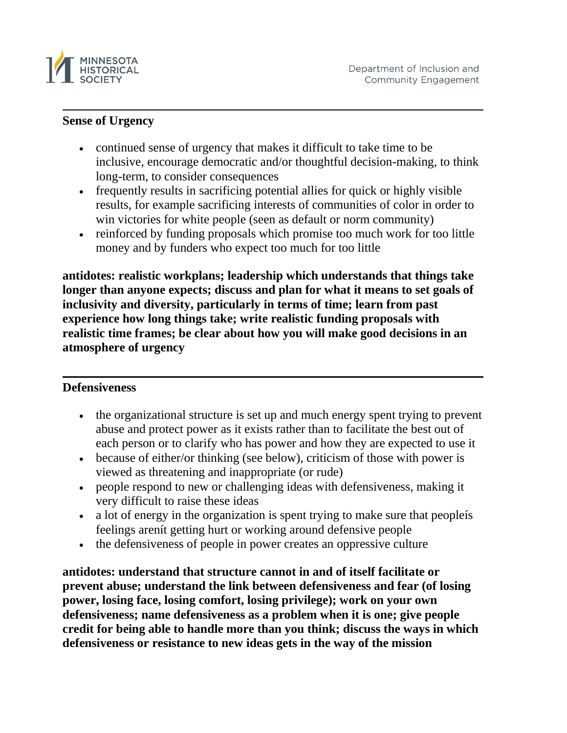## Sense of Urgency

- continued sense of urgency that makes it difficult to take time to be inclusive, encourage democratic and/or thoughtful decision-making, to think long-term, to consider consequences
- frequently results in sacrificing potential allies for quick or highly visible results, for example sacrificing interests of communities of color in order to win victories for white people (seen as default or norm community)
- reinforced by funding proposals which promise too much work for too little money and by funders who expect too much for too little

**antidotes: realistic workplans; leadership which understands that things take longer than anyone expects; discuss and plan for what it means to set goals of inclusivity and diversity, particularly in terms of time; learn from past experience how long things take; write realistic funding proposals with realistic time frames; be clear about how you will make good decisions in an atmosphere of urgency**

---

## Defensiveness

- the organizational structure is set up and much energy spent trying to prevent abuse and protect power as it exists rather than to facilitate the best out of each person or to clarify who has power and how they are expected to use it
- because of either/or thinking (see below), criticism of those with power is viewed as threatening and inappropriate (or rude)
- people respond to new or challenging ideas with defensiveness, making it very difficult to raise these ideas
- a lot of energy in the organization is spent trying to make sure that peopleís feelings arenít getting hurt or working around defensive people
- the defensiveness of people in power creates an oppressive culture

**antidotes: understand that structure cannot in and of itself facilitate or prevent abuse; understand the link between defensiveness and fear (of losing power, losing face, losing comfort, losing privilege); work on your own defensiveness; name defensiveness as a problem when it is one; give people credit for being able to handle more than you think; discuss the ways in which defensiveness or resistance to new ideas gets in the way of the mission**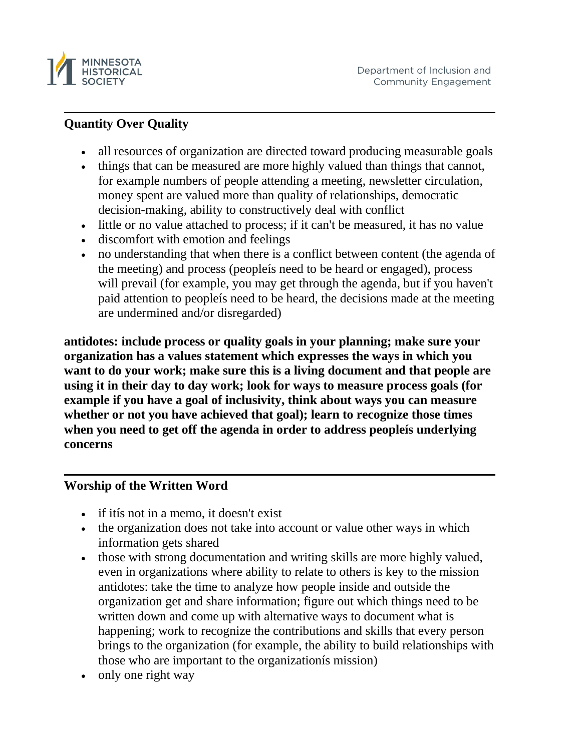## Quantity Over Quality

- all resources of organization are directed toward producing measurable goals
- things that can be measured are more highly valued than things that cannot, for example numbers of people attending a meeting, newsletter circulation, money spent are valued more than quality of relationships, democratic decision-making, ability to constructively deal with conflict
- little or no value attached to process; if it can't be measured, it has no value
- discomfort with emotion and feelings
- no understanding that when there is a conflict between content (the agenda of the meeting) and process (peopleís need to be heard or engaged), process will prevail (for example, you may get through the agenda, but if you haven't paid attention to peopleís need to be heard, the decisions made at the meeting are undermined and/or disregarded)

**antidotes: include process or quality goals in your planning; make sure your organization has a values statement which expresses the ways in which you want to do your work; make sure this is a living document and that people are using it in their day to day work; look for ways to measure process goals (for example if you have a goal of inclusivity, think about ways you can measure whether or not you have achieved that goal); learn to recognize those times when you need to get off the agenda in order to address peopleís underlying concerns**

## Worship of the Written Word

- if itís not in a memo, it doesn't exist
- the organization does not take into account or value other ways in which information gets shared
- those with strong documentation and writing skills are more highly valued, even in organizations where ability to relate to others is key to the mission antidotes: take the time to analyze how people inside and outside the organization get and share information; figure out which things need to be written down and come up with alternative ways to document what is happening; work to recognize the contributions and skills that every person brings to the organization (for example, the ability to build relationships with those who are important to the organizationís mission)
- only one right way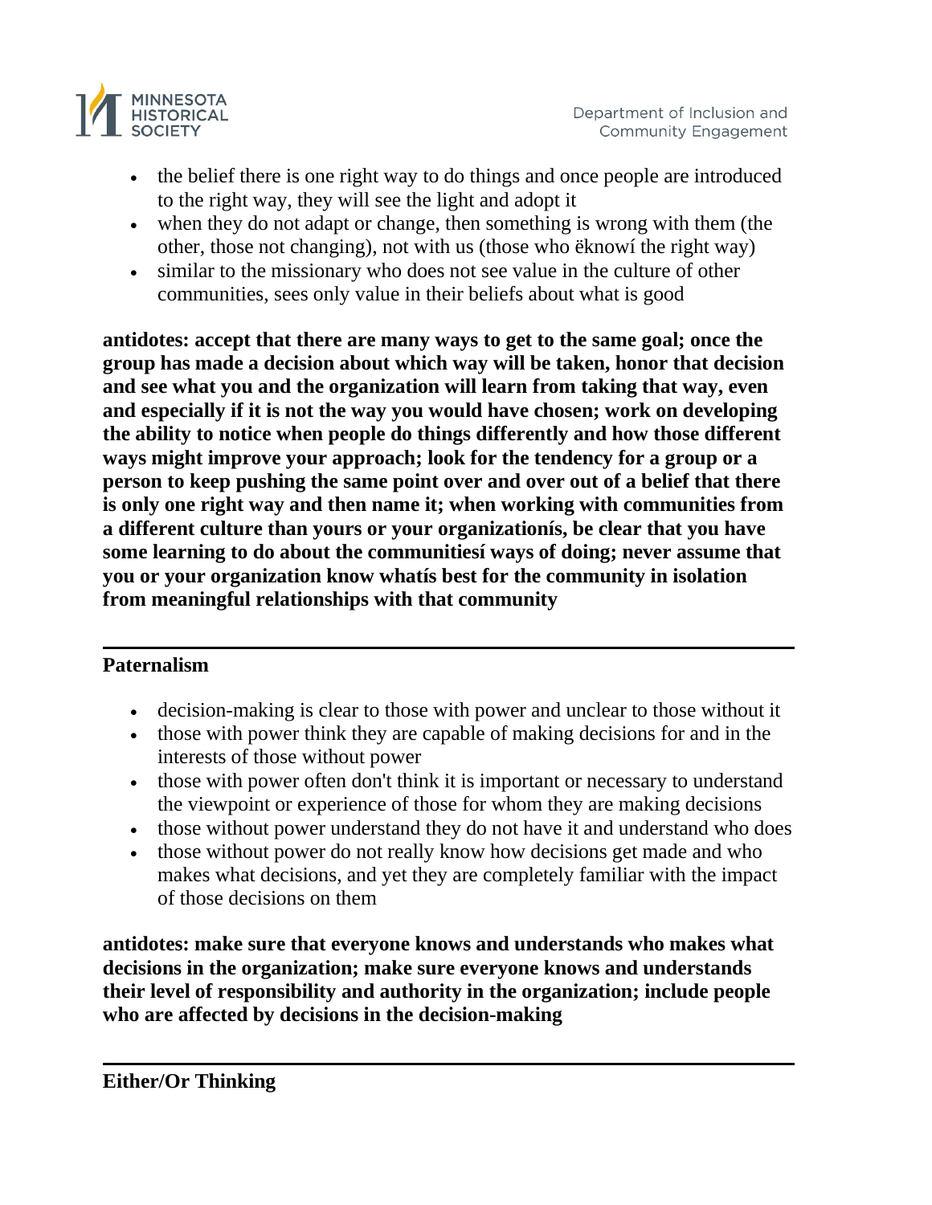- the belief there is one right way to do things and once people are introduced to the right way, they will see the light and adopt it
- when they do not adapt or change, then something is wrong with them (the other, those not changing), not with us (those who ëknowí the right way)
- similar to the missionary who does not see value in the culture of other communities, sees only value in their beliefs about what is good

**antidotes: accept that there are many ways to get to the same goal; once the group has made a decision about which way will be taken, honor that decision and see what you and the organization will learn from taking that way, even and especially if it is not the way you would have chosen; work on developing the ability to notice when people do things differently and how those different ways might improve your approach; look for the tendency for a group or a person to keep pushing the same point over and over out of a belief that there is only one right way and then name it; when working with communities from a different culture than yours or your organizationís, be clear that you have some learning to do about the communitiesí ways of doing; never assume that you or your organization know whatís best for the community in isolation from meaningful relationships with that community**

---

**Paternalism**

- decision-making is clear to those with power and unclear to those without it
- those with power think they are capable of making decisions for and in the interests of those without power
- those with power often don't think it is important or necessary to understand the viewpoint or experience of those for whom they are making decisions
- those without power understand they do not have it and understand who does
- those without power do not really know how decisions get made and who makes what decisions, and yet they are completely familiar with the impact of those decisions on them

**antidotes: make sure that everyone knows and understands who makes what decisions in the organization; make sure everyone knows and understands their level of responsibility and authority in the organization; include people who are affected by decisions in the decision-making**

---

**Either/Or Thinking**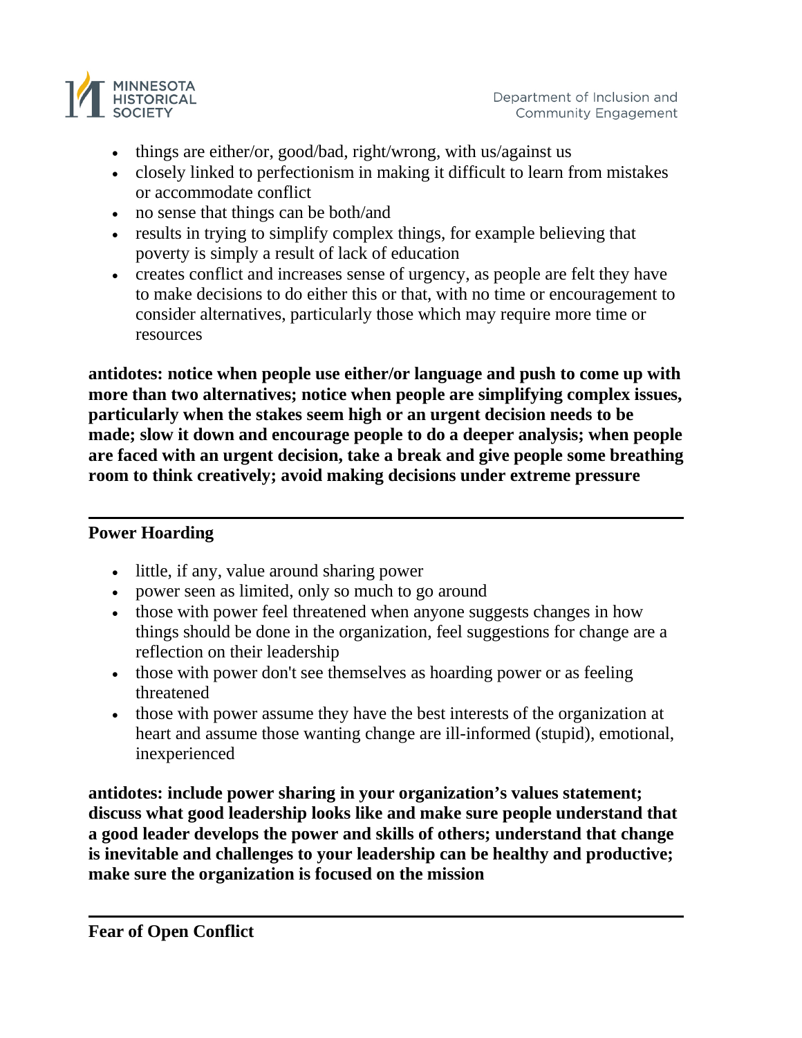- things are either/or, good/bad, right/wrong, with us/against us
- closely linked to perfectionism in making it difficult to learn from mistakes or accommodate conflict
- no sense that things can be both/and
- results in trying to simplify complex things, for example believing that poverty is simply a result of lack of education
- creates conflict and increases sense of urgency, as people are felt they have to make decisions to do either this or that, with no time or encouragement to consider alternatives, particularly those which may require more time or resources

**antidotes: notice when people use either/or language and push to come up with more than two alternatives; notice when people are simplifying complex issues, particularly when the stakes seem high or an urgent decision needs to be made; slow it down and encourage people to do a deeper analysis; when people are faced with an urgent decision, take a break and give people some breathing room to think creatively; avoid making decisions under extreme pressure**

---

**Power Hoarding**

- little, if any, value around sharing power
- power seen as limited, only so much to go around
- those with power feel threatened when anyone suggests changes in how things should be done in the organization, feel suggestions for change are a reflection on their leadership
- those with power don't see themselves as hoarding power or as feeling threatened
- those with power assume they have the best interests of the organization at heart and assume those wanting change are ill-informed (stupid), emotional, inexperienced

**antidotes: include power sharing in your organization's values statement; discuss what good leadership looks like and make sure people understand that a good leader develops the power and skills of others; understand that change is inevitable and challenges to your leadership can be healthy and productive; make sure the organization is focused on the mission**

---

**Fear of Open Conflict**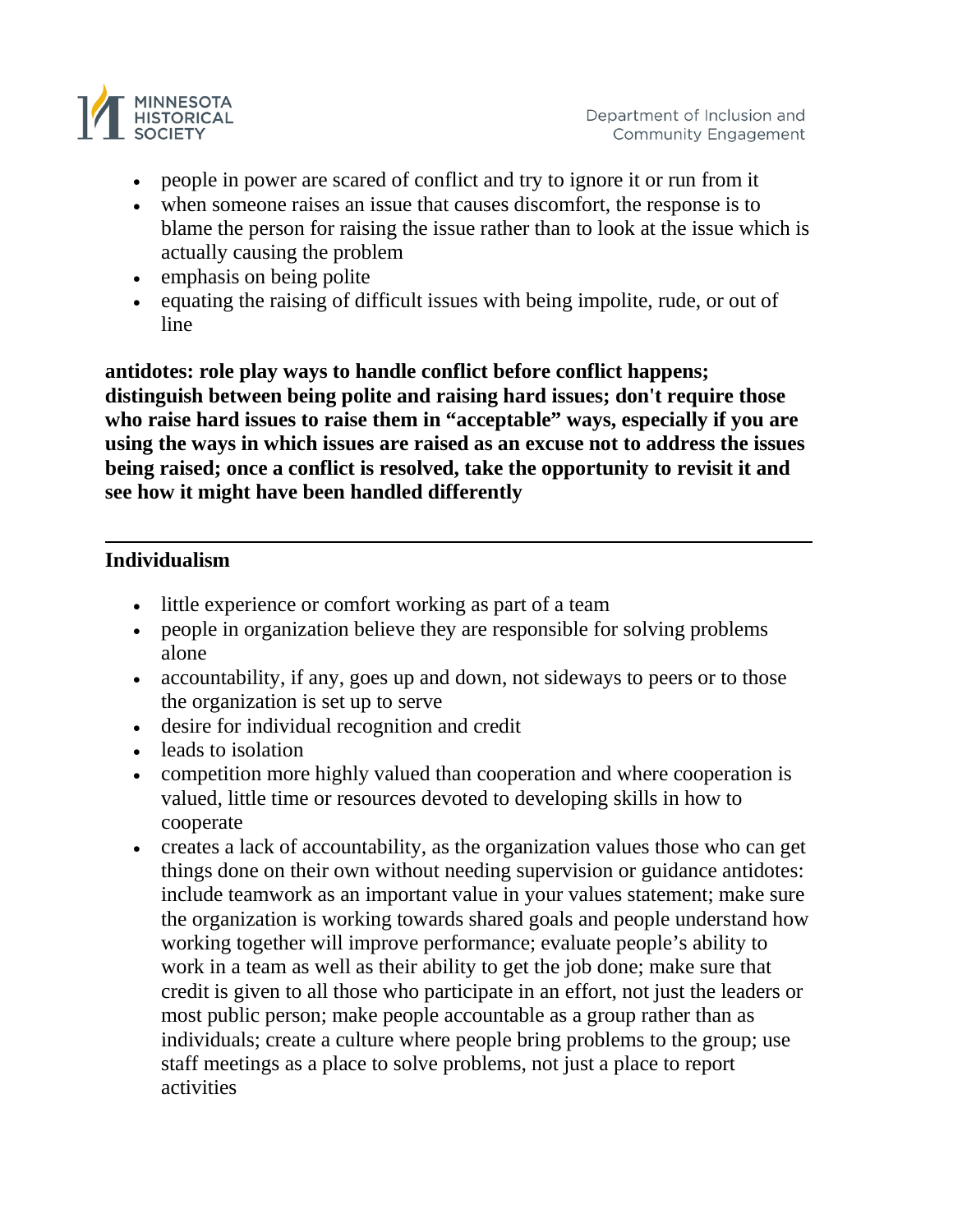- people in power are scared of conflict and try to ignore it or run from it
- when someone raises an issue that causes discomfort, the response is to blame the person for raising the issue rather than to look at the issue which is actually causing the problem
- emphasis on being polite
- equating the raising of difficult issues with being impolite, rude, or out of line

**antidotes: role play ways to handle conflict before conflict happens; distinguish between being polite and raising hard issues; don't require those who raise hard issues to raise them in "acceptable" ways, especially if you are using the ways in which issues are raised as an excuse not to address the issues being raised; once a conflict is resolved, take the opportunity to revisit it and see how it might have been handled differently**

---

**Individualism**

- little experience or comfort working as part of a team
- people in organization believe they are responsible for solving problems alone
- accountability, if any, goes up and down, not sideways to peers or to those the organization is set up to serve
- desire for individual recognition and credit
- leads to isolation
- competition more highly valued than cooperation and where cooperation is valued, little time or resources devoted to developing skills in how to cooperate
- creates a lack of accountability, as the organization values those who can get things done on their own without needing supervision or guidance antidotes: include teamwork as an important value in your values statement; make sure the organization is working towards shared goals and people understand how working together will improve performance; evaluate people's ability to work in a team as well as their ability to get the job done; make sure that credit is given to all those who participate in an effort, not just the leaders or most public person; make people accountable as a group rather than as individuals; create a culture where people bring problems to the group; use staff meetings as a place to solve problems, not just a place to report activities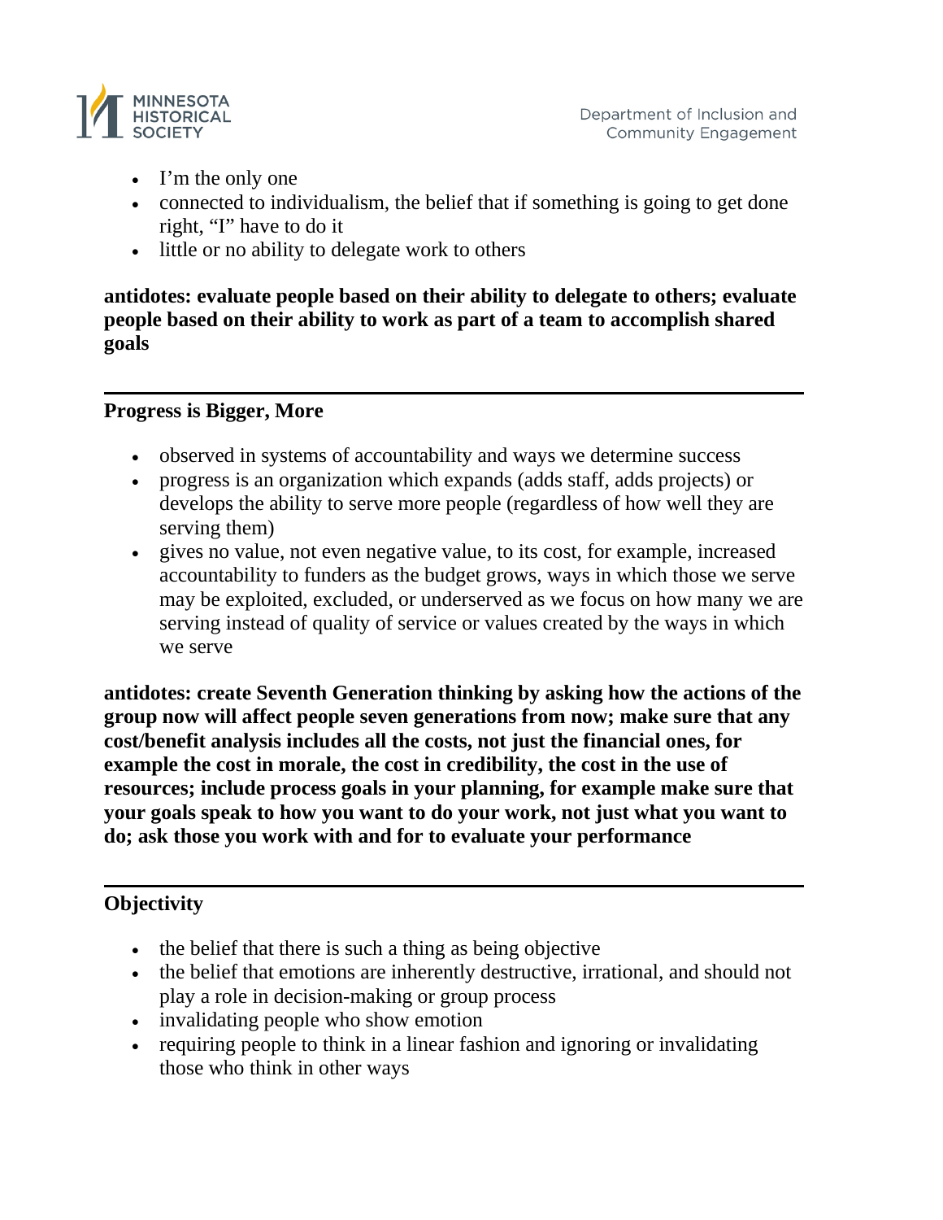- I'm the only one
- connected to individualism, the belief that if something is going to get done right, "I" have to do it
- little or no ability to delegate work to others

**antidotes: evaluate people based on their ability to delegate to others; evaluate people based on their ability to work as part of a team to accomplish shared goals**

---

**Progress is Bigger, More**

- observed in systems of accountability and ways we determine success
- progress is an organization which expands (adds staff, adds projects) or develops the ability to serve more people (regardless of how well they are serving them)
- gives no value, not even negative value, to its cost, for example, increased accountability to funders as the budget grows, ways in which those we serve may be exploited, excluded, or underserved as we focus on how many we are serving instead of quality of service or values created by the ways in which we serve

**antidotes: create Seventh Generation thinking by asking how the actions of the group now will affect people seven generations from now; make sure that any cost/benefit analysis includes all the costs, not just the financial ones, for example the cost in morale, the cost in credibility, the cost in the use of resources; include process goals in your planning, for example make sure that your goals speak to how you want to do your work, not just what you want to do; ask those you work with and for to evaluate your performance**

---

**Objectivity**

- the belief that there is such a thing as being objective
- the belief that emotions are inherently destructive, irrational, and should not play a role in decision-making or group process
- invalidating people who show emotion
- requiring people to think in a linear fashion and ignoring or invalidating those who think in other ways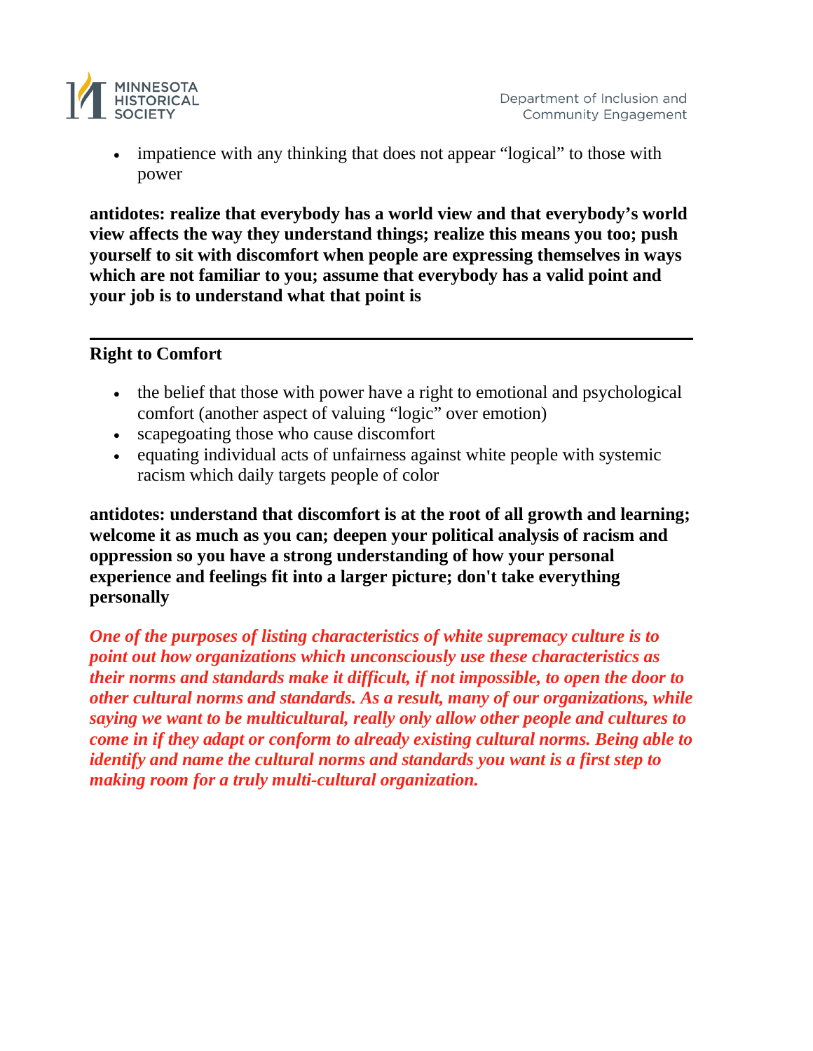- impatience with any thinking that does not appear "logical" to those with power

**antidotes: realize that everybody has a world view and that everybody's world view affects the way they understand things; realize this means you too; push yourself to sit with discomfort when people are expressing themselves in ways which are not familiar to you; assume that everybody has a valid point and your job is to understand what that point is**

---

**Right to Comfort**

- the belief that those with power have a right to emotional and psychological comfort (another aspect of valuing "logic" over emotion)
- scapegoating those who cause discomfort
- equating individual acts of unfairness against white people with systemic racism which daily targets people of color

**antidotes: understand that discomfort is at the root of all growth and learning; welcome it as much as you can; deepen your political analysis of racism and oppression so you have a strong understanding of how your personal experience and feelings fit into a larger picture; don't take everything personally**

***One of the purposes of listing characteristics of white supremacy culture is to point out how organizations which unconsciously use these characteristics as their norms and standards make it difficult, if not impossible, to open the door to other cultural norms and standards. As a result, many of our organizations, while saying we want to be multicultural, really only allow other people and cultures to come in if they adapt or conform to already existing cultural norms. Being able to identify and name the cultural norms and standards you want is a first step to making room for a truly multi-cultural organization.***